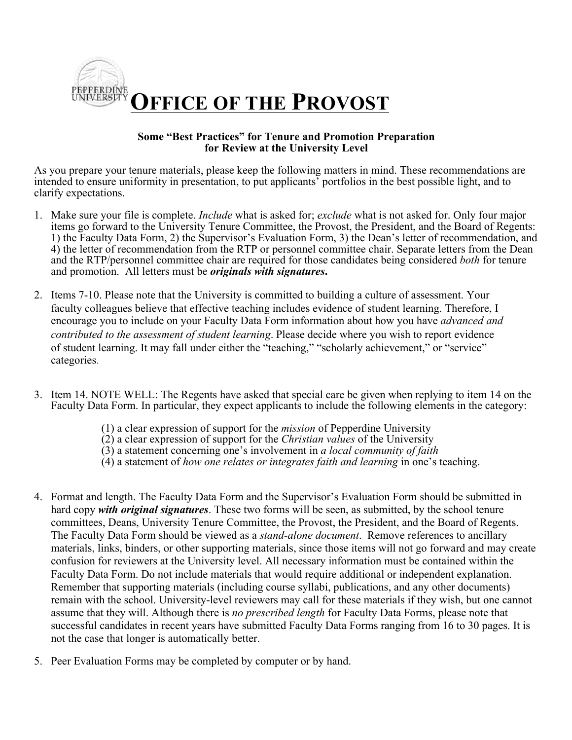# OFFICE OF THE PROVOST

**Some "Best Practices" for Tenure and Promotion Preparation for Review at the University Level**

As you prepare your tenure materials, please keep the following matters in mind. These recommendations are intended to ensure uniformity in presentation, to put applicants' portfolios in the best possible light, and to clarify expectations.

1. Make sure your file is complete. *Include* what is asked for; *exclude* what is not asked for. Only four major items go forward to the University Tenure Committee, the Provost, the President, and the Board of Regents: 1) the Faculty Data Form, 2) the Supervisor's Evaluation Form, 3) the Dean's letter of recommendation, and 4) the letter of recommendation from the RTP or personnel committee chair. Separate letters from the Dean and the RTP/personnel committee chair are required for those candidates being considered *both* for tenure and promotion. All letters must be ***originals with signatures.***

2. Items 7-10. Please note that the University is committed to building a culture of assessment. Your faculty colleagues believe that effective teaching includes evidence of student learning. Therefore, I encourage you to include on your Faculty Data Form information about how you have *advanced and contributed to the assessment of student learning*. Please decide where you wish to report evidence of student learning. It may fall under either the "teaching," "scholarly achievement," or "service" categories.

3. Item 14. NOTE WELL: The Regents have asked that special care be given when replying to item 14 on the Faculty Data Form. In particular, they expect applicants to include the following elements in the category:

   (1) a clear expression of support for the *mission* of Pepperdine University
   (2) a clear expression of support for the *Christian values* of the University
   (3) a statement concerning one's involvement in *a local community of faith*
   (4) a statement of *how one relates or integrates faith and learning* in one's teaching.

4. Format and length. The Faculty Data Form and the Supervisor's Evaluation Form should be submitted in hard copy ***with original signatures***. These two forms will be seen, as submitted, by the school tenure committees, Deans, University Tenure Committee, the Provost, the President, and the Board of Regents. The Faculty Data Form should be viewed as a *stand-alone document*. Remove references to ancillary materials, links, binders, or other supporting materials, since those items will not go forward and may create confusion for reviewers at the University level. All necessary information must be contained within the Faculty Data Form. Do not include materials that would require additional or independent explanation. Remember that supporting materials (including course syllabi, publications, and any other documents) remain with the school. University-level reviewers may call for these materials if they wish, but one cannot assume that they will. Although there is *no prescribed length* for Faculty Data Forms, please note that successful candidates in recent years have submitted Faculty Data Forms ranging from 16 to 30 pages. It is not the case that longer is automatically better.

5. Peer Evaluation Forms may be completed by computer or by hand.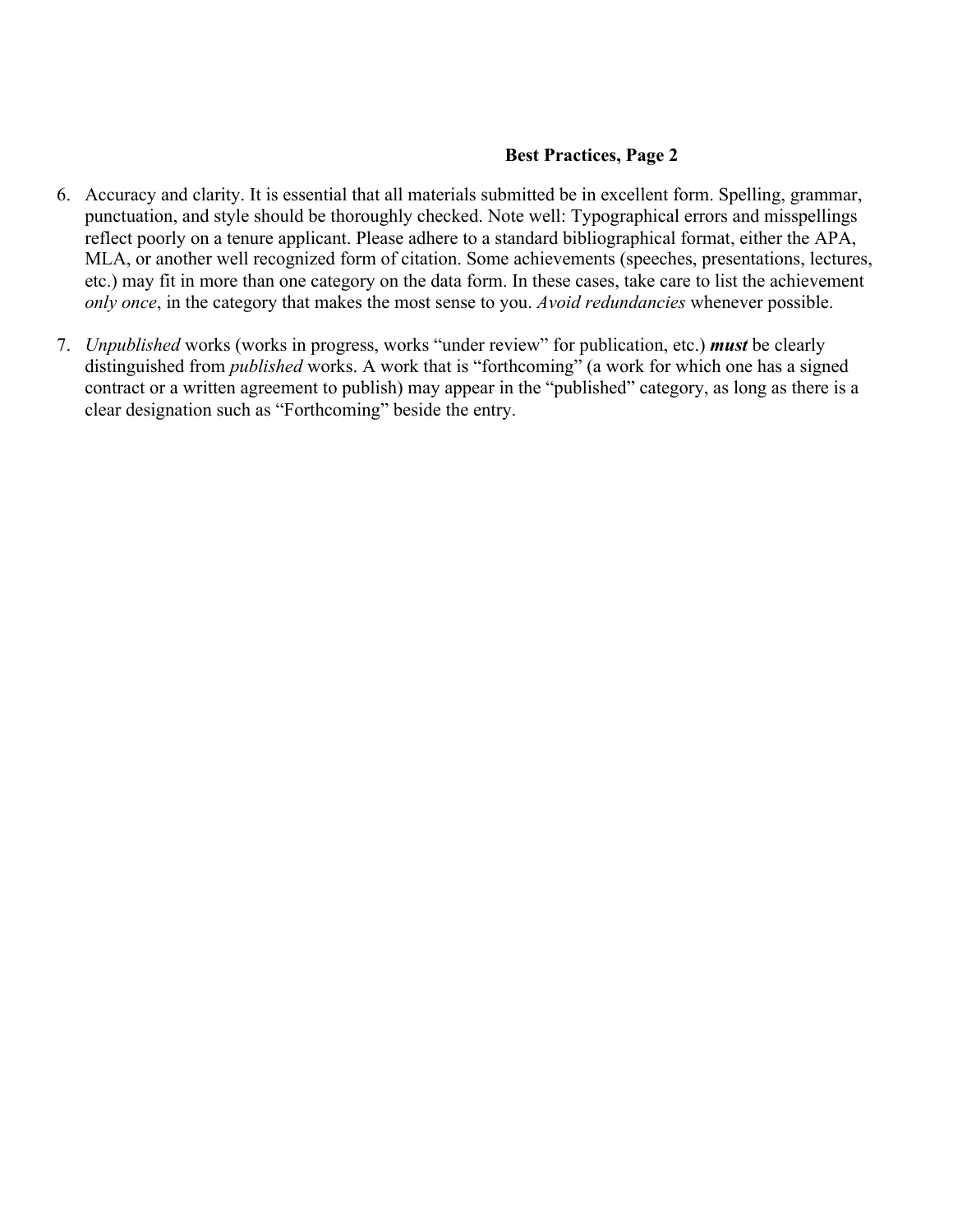6. Accuracy and clarity. It is essential that all materials submitted be in excellent form. Spelling, grammar, punctuation, and style should be thoroughly checked. Note well: Typographical errors and misspellings reflect poorly on a tenure applicant. Please adhere to a standard bibliographical format, either the APA, MLA, or another well recognized form of citation. Some achievements (speeches, presentations, lectures, etc.) may fit in more than one category on the data form. In these cases, take care to list the achievement *only once*, in the category that makes the most sense to you. *Avoid redundancies* whenever possible.

7. *Unpublished* works (works in progress, works "under review" for publication, etc.) ***must*** be clearly distinguished from *published* works. A work that is "forthcoming" (a work for which one has a signed contract or a written agreement to publish) may appear in the "published" category, as long as there is a clear designation such as "Forthcoming" beside the entry.